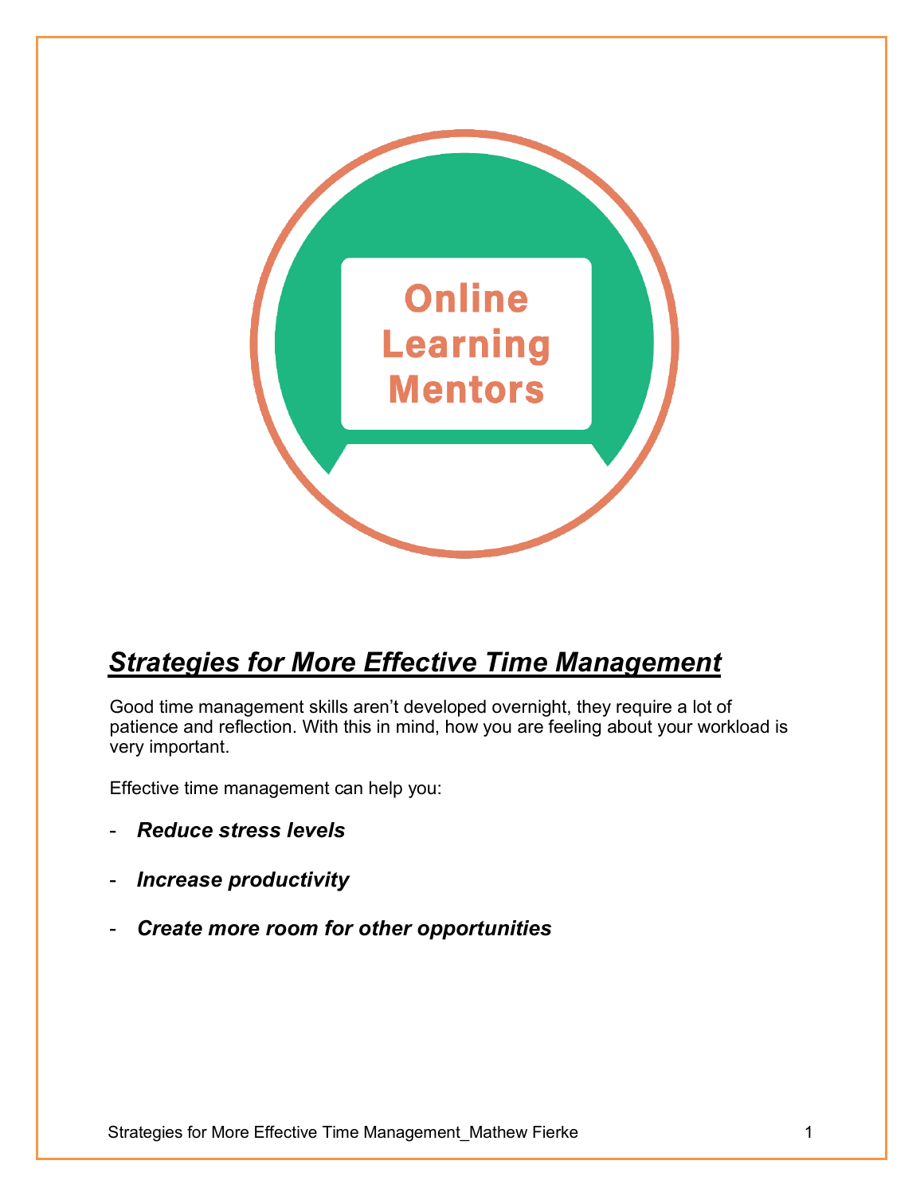Online Learning Mentors

# ***Strategies for More Effective Time Management***

Good time management skills aren't developed overnight, they require a lot of patience and reflection. With this in mind, how you are feeling about your workload is very important.

Effective time management can help you:

- ***Reduce stress levels***
- ***Increase productivity***
- ***Create more room for other opportunities***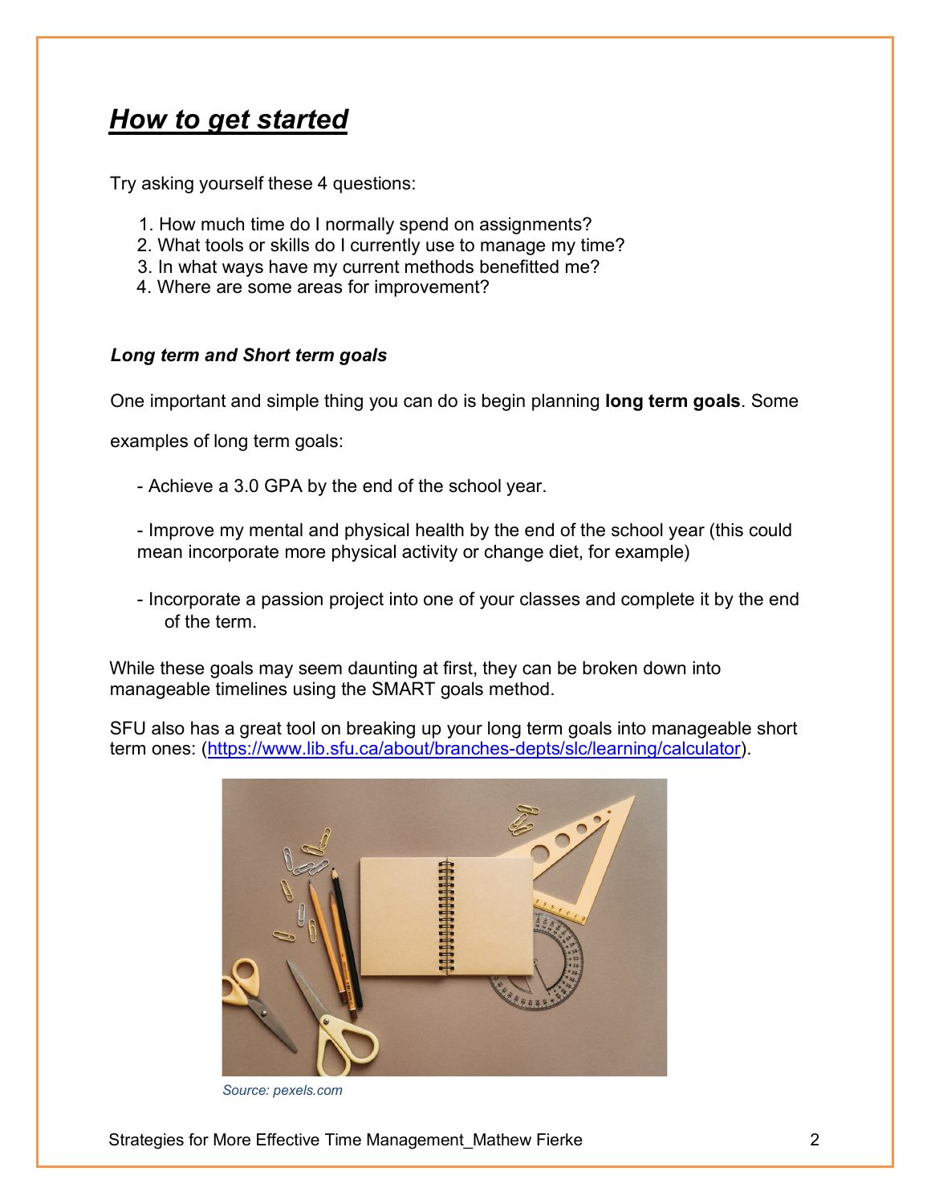## *How to get started*

Try asking yourself these 4 questions:

1. How much time do I normally spend on assignments?
2. What tools or skills do I currently use to manage my time?
3. In what ways have my current methods benefitted me?
4. Where are some areas for improvement?

### *Long term and Short term goals*

One important and simple thing you can do is begin planning **long term goals**. Some examples of long term goals:

- Achieve a 3.0 GPA by the end of the school year.

- Improve my mental and physical health by the end of the school year (this could mean incorporate more physical activity or change diet, for example)

- Incorporate a passion project into one of your classes and complete it by the end of the term.

While these goals may seem daunting at first, they can be broken down into manageable timelines using the SMART goals method.

SFU also has a great tool on breaking up your long term goals into manageable short term ones: (https://www.lib.sfu.ca/about/branches-depts/slc/learning/calculator).

*Source: pexels.com*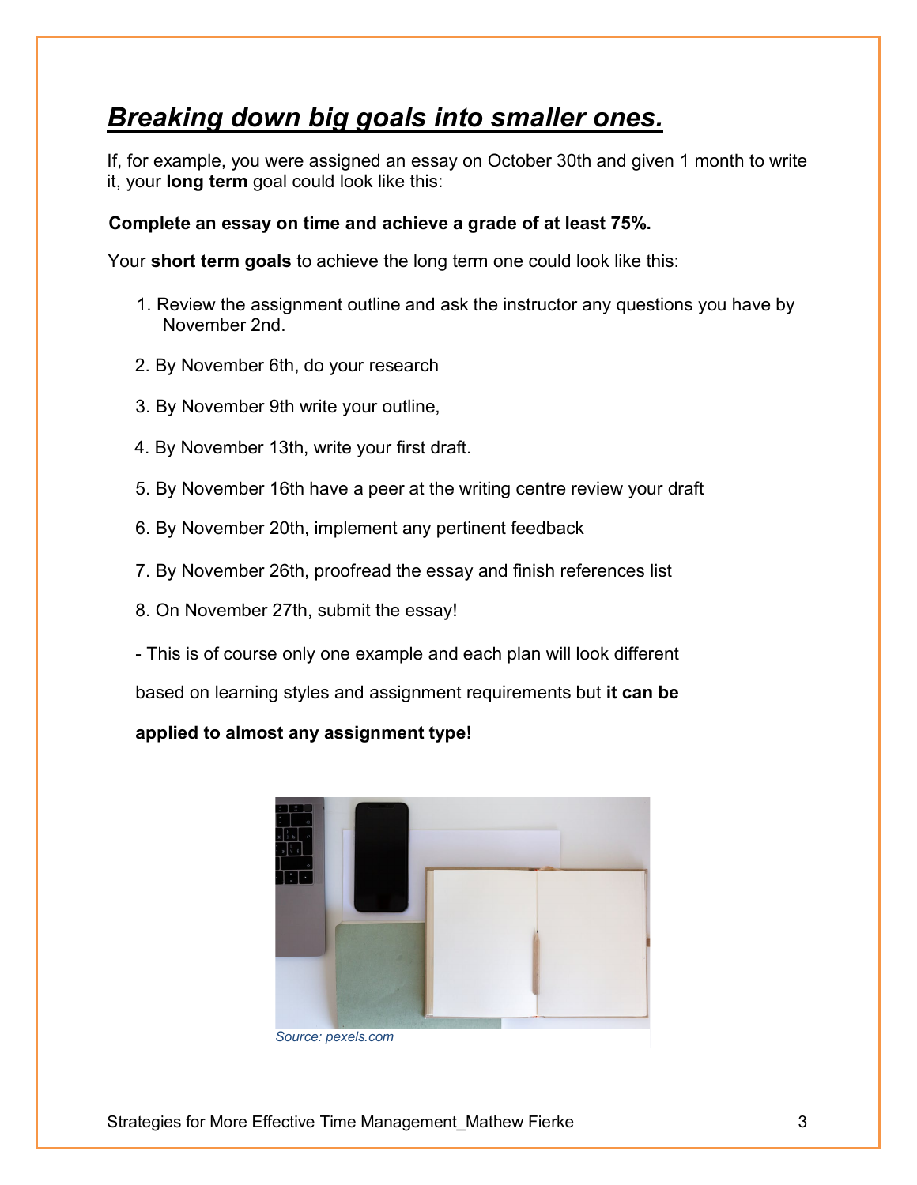# ***Breaking down big goals into smaller ones.***

If, for example, you were assigned an essay on October 30th and given 1 month to write it, your **long term** goal could look like this:

**Complete an essay on time and achieve a grade of at least 75%.**

Your **short term goals** to achieve the long term one could look like this:

1. Review the assignment outline and ask the instructor any questions you have by November 2nd.
2. By November 6th, do your research
3. By November 9th write your outline,
4. By November 13th, write your first draft.
5. By November 16th have a peer at the writing centre review your draft
6. By November 20th, implement any pertinent feedback
7. By November 26th, proofread the essay and finish references list
8. On November 27th, submit the essay!

- This is of course only one example and each plan will look different based on learning styles and assignment requirements but **it can be applied to almost any assignment type!**

*Source: pexels.com*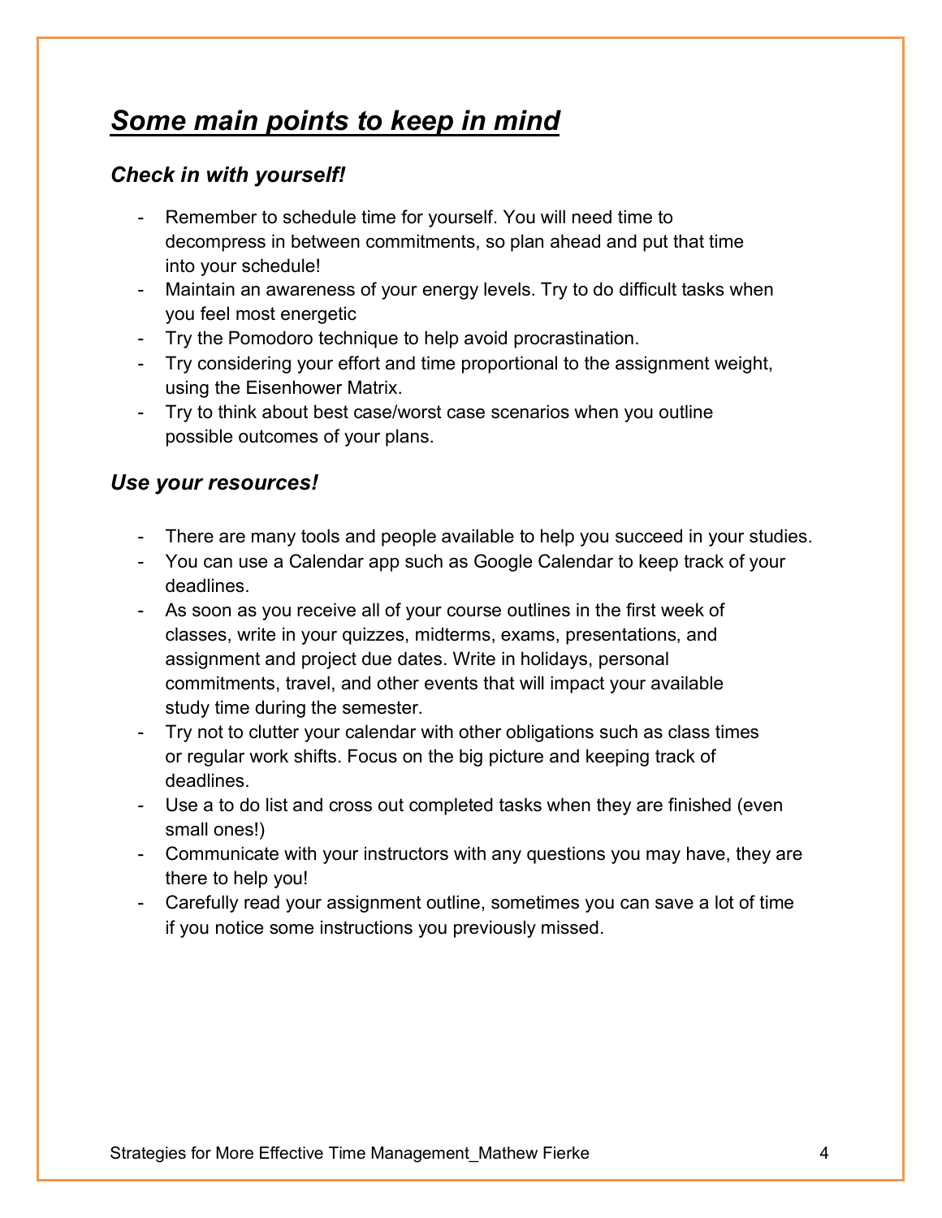# ***Some main points to keep in mind***

### *Check in with yourself!*

- Remember to schedule time for yourself. You will need time to decompress in between commitments, so plan ahead and put that time into your schedule!
- Maintain an awareness of your energy levels. Try to do difficult tasks when you feel most energetic
- Try the Pomodoro technique to help avoid procrastination.
- Try considering your effort and time proportional to the assignment weight, using the Eisenhower Matrix.
- Try to think about best case/worst case scenarios when you outline possible outcomes of your plans.

### *Use your resources!*

- There are many tools and people available to help you succeed in your studies.
- You can use a Calendar app such as Google Calendar to keep track of your deadlines.
- As soon as you receive all of your course outlines in the first week of classes, write in your quizzes, midterms, exams, presentations, and assignment and project due dates. Write in holidays, personal commitments, travel, and other events that will impact your available study time during the semester.
- Try not to clutter your calendar with other obligations such as class times or regular work shifts. Focus on the big picture and keeping track of deadlines.
- Use a to do list and cross out completed tasks when they are finished (even small ones!)
- Communicate with your instructors with any questions you may have, they are there to help you!
- Carefully read your assignment outline, sometimes you can save a lot of time if you notice some instructions you previously missed.